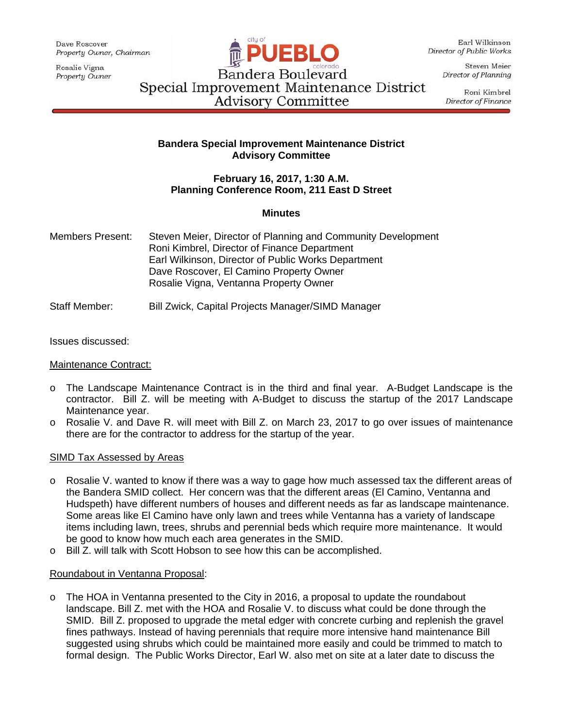Dave Roscover
*Property Owner, Chairman*

Rosalie Vigna
*Property Owner*

city of **PUEBLO** colorado

Bandera Boulevard
Special Improvement Maintenance District
Advisory Committee

Earl Wilkinson
*Director of Public Works*

Steven Meier
*Director of Planning*

Roni Kimbrel
*Director of Finance*

**Bandera Special Improvement Maintenance District**
**Advisory Committee**

**February 16, 2017, 1:30 A.M.**
**Planning Conference Room, 211 East D Street**

**Minutes**

Members Present: Steven Meier, Director of Planning and Community Development
Roni Kimbrel, Director of Finance Department
Earl Wilkinson, Director of Public Works Department
Dave Roscover, El Camino Property Owner
Rosalie Vigna, Ventanna Property Owner

Staff Member: Bill Zwick, Capital Projects Manager/SIMD Manager

Issues discussed:

Maintenance Contract:

- The Landscape Maintenance Contract is in the third and final year. A-Budget Landscape is the contractor. Bill Z. will be meeting with A-Budget to discuss the startup of the 2017 Landscape Maintenance year.
- Rosalie V. and Dave R. will meet with Bill Z. on March 23, 2017 to go over issues of maintenance there are for the contractor to address for the startup of the year.

SIMD Tax Assessed by Areas

- Rosalie V. wanted to know if there was a way to gage how much assessed tax the different areas of the Bandera SMID collect. Her concern was that the different areas (El Camino, Ventanna and Hudspeth) have different numbers of houses and different needs as far as landscape maintenance. Some areas like El Camino have only lawn and trees while Ventanna has a variety of landscape items including lawn, trees, shrubs and perennial beds which require more maintenance. It would be good to know how much each area generates in the SMID.
- Bill Z. will talk with Scott Hobson to see how this can be accomplished.

Roundabout in Ventanna Proposal:

- The HOA in Ventanna presented to the City in 2016, a proposal to update the roundabout landscape. Bill Z. met with the HOA and Rosalie V. to discuss what could be done through the SMID. Bill Z. proposed to upgrade the metal edger with concrete curbing and replenish the gravel fines pathways. Instead of having perennials that require more intensive hand maintenance Bill suggested using shrubs which could be maintained more easily and could be trimmed to match to formal design. The Public Works Director, Earl W. also met on site at a later date to discuss the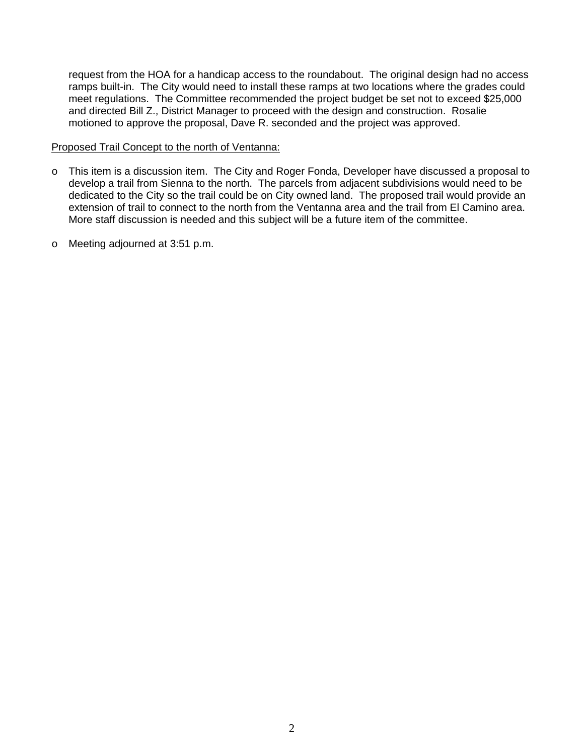request from the HOA for a handicap access to the roundabout. The original design had no access ramps built-in. The City would need to install these ramps at two locations where the grades could meet regulations. The Committee recommended the project budget be set not to exceed $25,000 and directed Bill Z., District Manager to proceed with the design and construction. Rosalie motioned to approve the proposal, Dave R. seconded and the project was approved.

<u>Proposed Trail Concept to the north of Ventanna:</u>

- This item is a discussion item. The City and Roger Fonda, Developer have discussed a proposal to develop a trail from Sienna to the north. The parcels from adjacent subdivisions would need to be dedicated to the City so the trail could be on City owned land. The proposed trail would provide an extension of trail to connect to the north from the Ventanna area and the trail from El Camino area. More staff discussion is needed and this subject will be a future item of the committee.
- Meeting adjourned at 3:51 p.m.